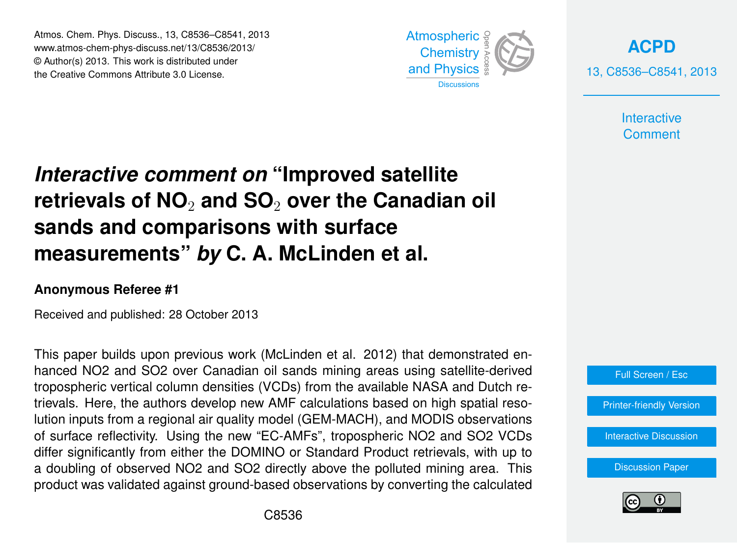# *Interactive comment on* "Improved satellite retrievals of $NO_2$ and $SO_2$ over the Canadian oil sands and comparisons with surface measurements" *by* C. A. McLinden et al.

**Anonymous Referee #1**

Received and published: 28 October 2013

This paper builds upon previous work (McLinden et al. 2012) that demonstrated enhanced NO2 and SO2 over Canadian oil sands mining areas using satellite-derived tropospheric vertical column densities (VCDs) from the available NASA and Dutch retrievals. Here, the authors develop new AMF calculations based on high spatial resolution inputs from a regional air quality model (GEM-MACH), and MODIS observations of surface reflectivity. Using the new "EC-AMFs", tropospheric NO2 and SO2 VCDs differ significantly from either the DOMINO or Standard Product retrievals, with up to a doubling of observed NO2 and SO2 directly above the polluted mining area. This product was validated against ground-based observations by converting the calculated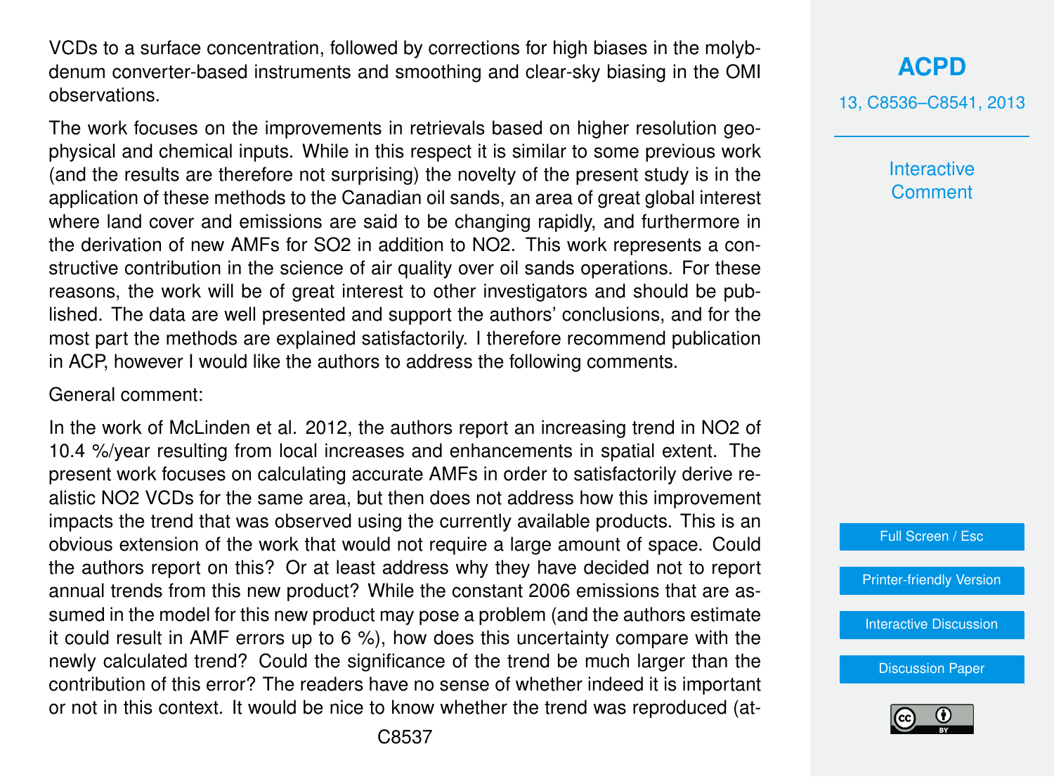VCDs to a surface concentration, followed by corrections for high biases in the molybdenum converter-based instruments and smoothing and clear-sky biasing in the OMI observations.

The work focuses on the improvements in retrievals based on higher resolution geophysical and chemical inputs. While in this respect it is similar to some previous work (and the results are therefore not surprising) the novelty of the present study is in the application of these methods to the Canadian oil sands, an area of great global interest where land cover and emissions are said to be changing rapidly, and furthermore in the derivation of new AMFs for $SO_2$ in addition to $NO_2$. This work represents a constructive contribution in the science of air quality over oil sands operations. For these reasons, the work will be of great interest to other investigators and should be published. The data are well presented and support the authors' conclusions, and for the most part the methods are explained satisfactorily. I therefore recommend publication in ACP, however I would like the authors to address the following comments.

General comment:

In the work of McLinden et al. 2012, the authors report an increasing trend in $NO_2$ of 10.4 %/year resulting from local increases and enhancements in spatial extent. The present work focuses on calculating accurate AMFs in order to satisfactorily derive realistic $NO_2$ VCDs for the same area, but then does not address how this improvement impacts the trend that was observed using the currently available products. This is an obvious extension of the work that would not require a large amount of space. Could the authors report on this? Or at least address why they have decided not to report annual trends from this new product? While the constant 2006 emissions that are assumed in the model for this new product may pose a problem (and the authors estimate it could result in AMF errors up to 6 %), how does this uncertainty compare with the newly calculated trend? Could the significance of the trend be much larger than the contribution of this error? The readers have no sense of whether indeed it is important or not in this context. It would be nice to know whether the trend was reproduced (at-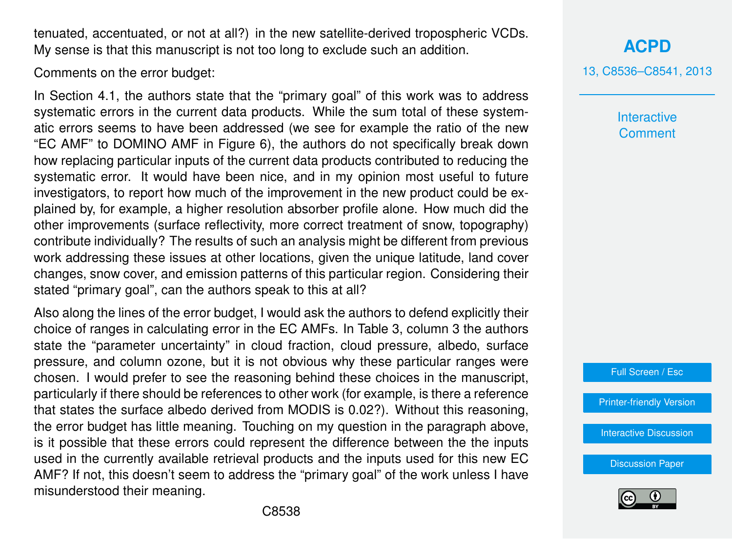tenuated, accentuated, or not at all?) in the new satellite-derived tropospheric VCDs. My sense is that this manuscript is not too long to exclude such an addition.

Comments on the error budget:

In Section 4.1, the authors state that the "primary goal" of this work was to address systematic errors in the current data products. While the sum total of these systematic errors seems to have been addressed (we see for example the ratio of the new "EC AMF" to DOMINO AMF in Figure 6), the authors do not specifically break down how replacing particular inputs of the current data products contributed to reducing the systematic error. It would have been nice, and in my opinion most useful to future investigators, to report how much of the improvement in the new product could be explained by, for example, a higher resolution absorber profile alone. How much did the other improvements (surface reflectivity, more correct treatment of snow, topography) contribute individually? The results of such an analysis might be different from previous work addressing these issues at other locations, given the unique latitude, land cover changes, snow cover, and emission patterns of this particular region. Considering their stated "primary goal", can the authors speak to this at all?

Also along the lines of the error budget, I would ask the authors to defend explicitly their choice of ranges in calculating error in the EC AMFs. In Table 3, column 3 the authors state the "parameter uncertainty" in cloud fraction, cloud pressure, albedo, surface pressure, and column ozone, but it is not obvious why these particular ranges were chosen. I would prefer to see the reasoning behind these choices in the manuscript, particularly if there should be references to other work (for example, is there a reference that states the surface albedo derived from MODIS is 0.02?). Without this reasoning, the error budget has little meaning. Touching on my question in the paragraph above, is it possible that these errors could represent the difference between the the inputs used in the currently available retrieval products and the inputs used for this new EC AMF? If not, this doesn't seem to address the "primary goal" of the work unless I have misunderstood their meaning.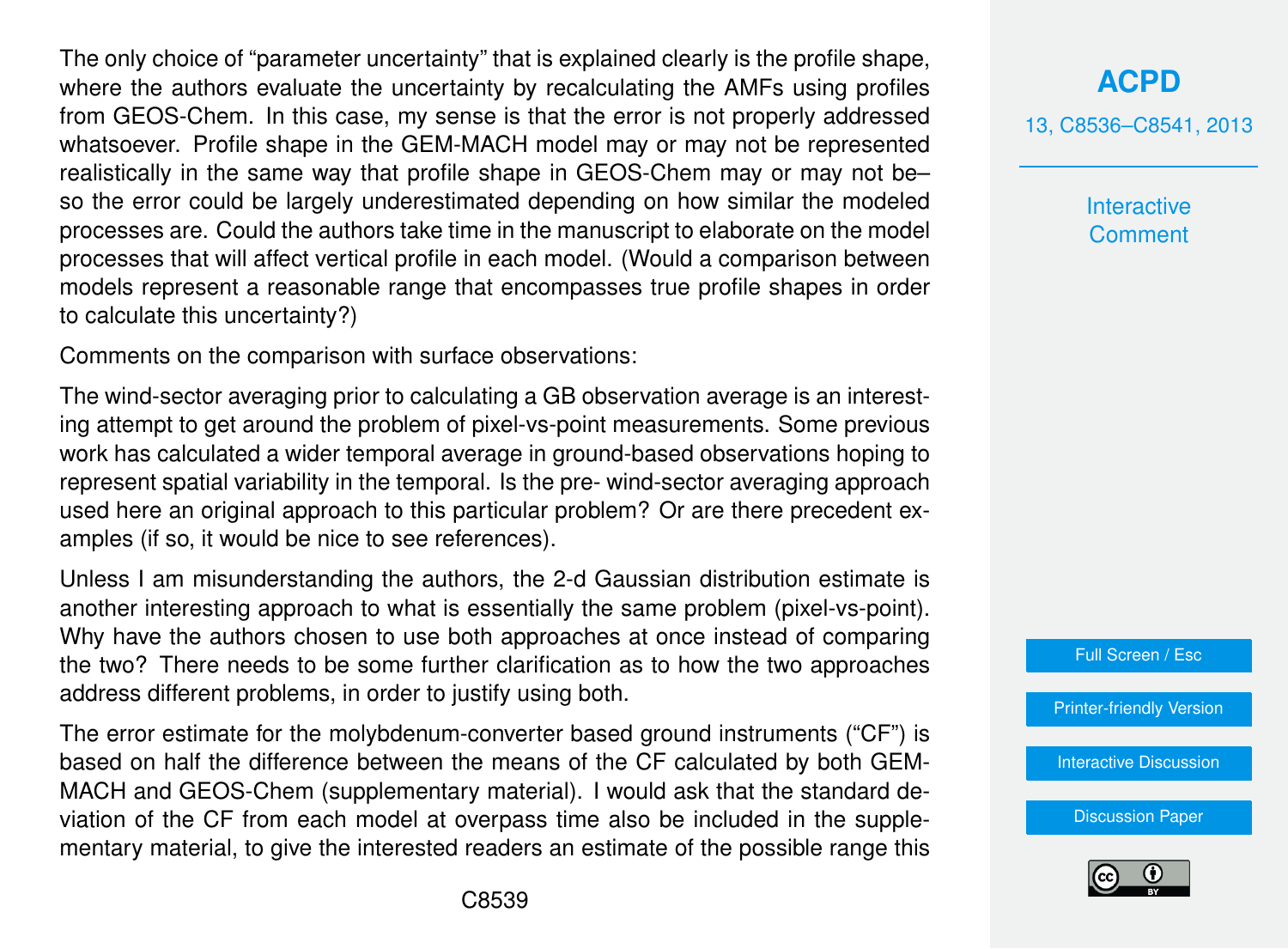The only choice of "parameter uncertainty" that is explained clearly is the profile shape, where the authors evaluate the uncertainty by recalculating the AMFs using profiles from GEOS-Chem. In this case, my sense is that the error is not properly addressed whatsoever. Profile shape in the GEM-MACH model may or may not be represented realistically in the same way that profile shape in GEOS-Chem may or may not be– so the error could be largely underestimated depending on how similar the modeled processes are. Could the authors take time in the manuscript to elaborate on the model processes that will affect vertical profile in each model. (Would a comparison between models represent a reasonable range that encompasses true profile shapes in order to calculate this uncertainty?)

Comments on the comparison with surface observations:

The wind-sector averaging prior to calculating a GB observation average is an interesting attempt to get around the problem of pixel-vs-point measurements. Some previous work has calculated a wider temporal average in ground-based observations hoping to represent spatial variability in the temporal. Is the pre- wind-sector averaging approach used here an original approach to this particular problem? Or are there precedent examples (if so, it would be nice to see references).

Unless I am misunderstanding the authors, the 2-d Gaussian distribution estimate is another interesting approach to what is essentially the same problem (pixel-vs-point). Why have the authors chosen to use both approaches at once instead of comparing the two? There needs to be some further clarification as to how the two approaches address different problems, in order to justify using both.

The error estimate for the molybdenum-converter based ground instruments ("CF") is based on half the difference between the means of the CF calculated by both GEM-MACH and GEOS-Chem (supplementary material). I would ask that the standard deviation of the CF from each model at overpass time also be included in the supplementary material, to give the interested readers an estimate of the possible range this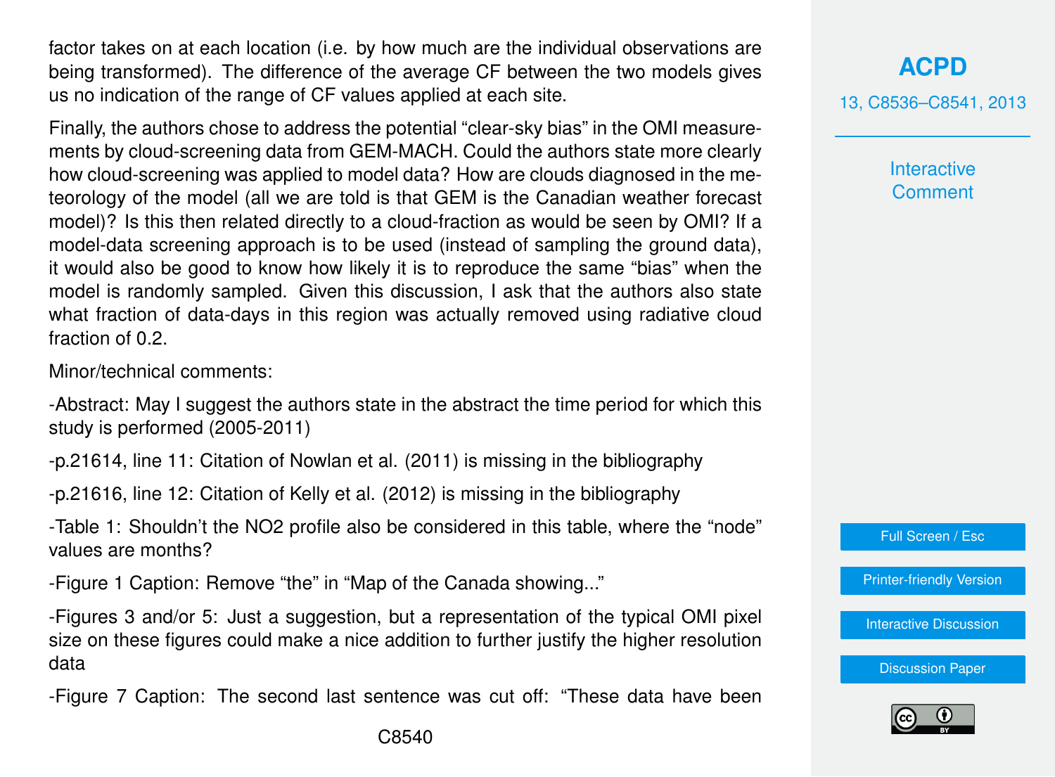factor takes on at each location (i.e. by how much are the individual observations are being transformed). The difference of the average CF between the two models gives us no indication of the range of CF values applied at each site.

Finally, the authors chose to address the potential "clear-sky bias" in the OMI measurements by cloud-screening data from GEM-MACH. Could the authors state more clearly how cloud-screening was applied to model data? How are clouds diagnosed in the meteorology of the model (all we are told is that GEM is the Canadian weather forecast model)? Is this then related directly to a cloud-fraction as would be seen by OMI? If a model-data screening approach is to be used (instead of sampling the ground data), it would also be good to know how likely it is to reproduce the same "bias" when the model is randomly sampled. Given this discussion, I ask that the authors also state what fraction of data-days in this region was actually removed using radiative cloud fraction of 0.2.

Minor/technical comments:

-Abstract: May I suggest the authors state in the abstract the time period for which this study is performed (2005-2011)

-p.21614, line 11: Citation of Nowlan et al. (2011) is missing in the bibliography

-p.21616, line 12: Citation of Kelly et al. (2012) is missing in the bibliography

-Table 1: Shouldn't the $NO_2$ profile also be considered in this table, where the "node" values are months?

-Figure 1 Caption: Remove "the" in "Map of the Canada showing..."

-Figures 3 and/or 5: Just a suggestion, but a representation of the typical OMI pixel size on these figures could make a nice addition to further justify the higher resolution data

-Figure 7 Caption: The second last sentence was cut off: "These data have been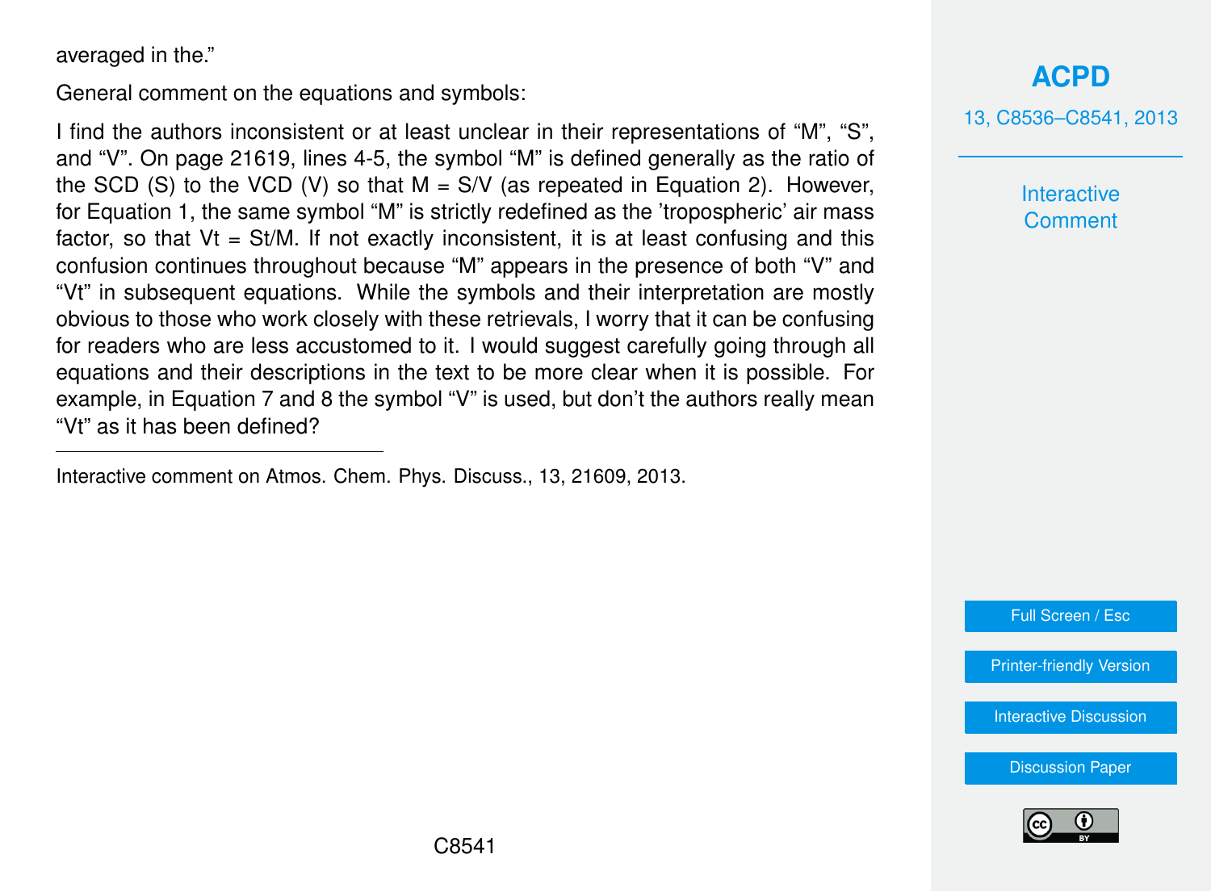averaged in the."

General comment on the equations and symbols:

I find the authors inconsistent or at least unclear in their representations of "M", "S", and "V". On page 21619, lines 4-5, the symbol "M" is defined generally as the ratio of the SCD (S) to the VCD (V) so that M = S/V (as repeated in Equation 2). However, for Equation 1, the same symbol "M" is strictly redefined as the 'tropospheric' air mass factor, so that Vt = St/M. If not exactly inconsistent, it is at least confusing and this confusion continues throughout because "M" appears in the presence of both "V" and "Vt" in subsequent equations. While the symbols and their interpretation are mostly obvious to those who work closely with these retrievals, I worry that it can be confusing for readers who are less accustomed to it. I would suggest carefully going through all equations and their descriptions in the text to be more clear when it is possible. For example, in Equation 7 and 8 the symbol "V" is used, but don't the authors really mean "Vt" as it has been defined?

---

Interactive comment on Atmos. Chem. Phys. Discuss., 13, 21609, 2013.